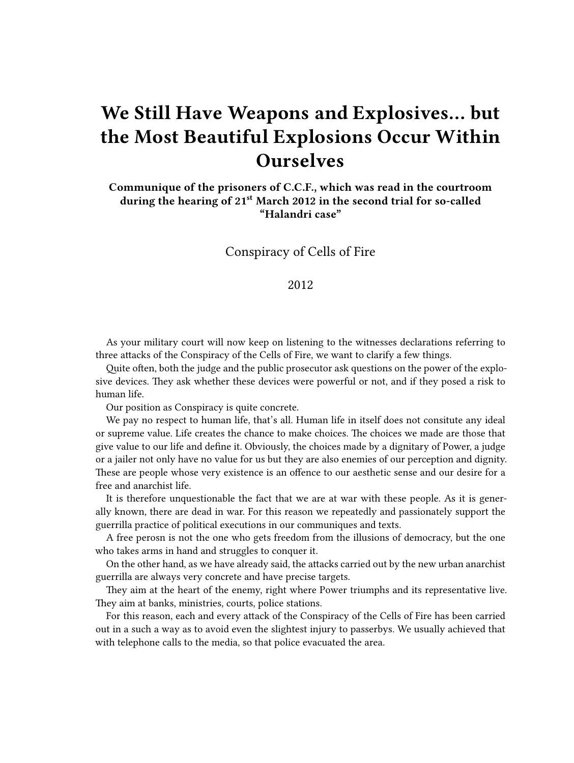# We Still Have Weapons and Explosives... but the Most Beautiful Explosions Occur Within Ourselves

**Communique of the prisoners of C.C.F., which was read in the courtroom during the hearing of 21st March 2012 in the second trial for so-called "Halandri case"**

Conspiracy of Cells of Fire

2012

As your military court will now keep on listening to the witnesses declarations referring to three attacks of the Conspiracy of the Cells of Fire, we want to clarify a few things.

Quite often, both the judge and the public prosecutor ask questions on the power of the explosive devices. They ask whether these devices were powerful or not, and if they posed a risk to human life.

Our position as Conspiracy is quite concrete.

We pay no respect to human life, that's all. Human life in itself does not consitute any ideal or supreme value. Life creates the chance to make choices. The choices we made are those that give value to our life and define it. Obviously, the choices made by a dignitary of Power, a judge or a jailer not only have no value for us but they are also enemies of our perception and dignity. These are people whose very existence is an offence to our aesthetic sense and our desire for a free and anarchist life.

It is therefore unquestionable the fact that we are at war with these people. As it is generally known, there are dead in war. For this reason we repeatedly and passionately support the guerrilla practice of political executions in our communiques and texts.

A free perosn is not the one who gets freedom from the illusions of democracy, but the one who takes arms in hand and struggles to conquer it.

On the other hand, as we have already said, the attacks carried out by the new urban anarchist guerrilla are always very concrete and have precise targets.

They aim at the heart of the enemy, right where Power triumphs and its representative live. They aim at banks, ministries, courts, police stations.

For this reason, each and every attack of the Conspiracy of the Cells of Fire has been carried out in a such a way as to avoid even the slightest injury to passerbys. We usually achieved that with telephone calls to the media, so that police evacuated the area.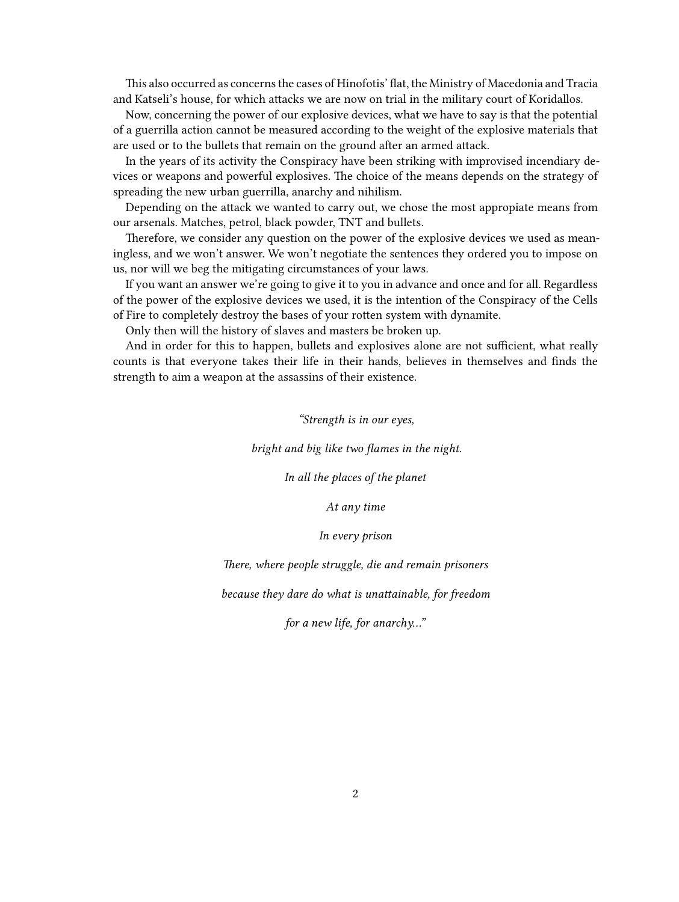This also occurred as concerns the cases of Hinofotis' flat, the Ministry of Macedonia and Tracia and Katseli's house, for which attacks we are now on trial in the military court of Koridallos.

Now, concerning the power of our explosive devices, what we have to say is that the potential of a guerrilla action cannot be measured according to the weight of the explosive materials that are used or to the bullets that remain on the ground after an armed attack.

In the years of its activity the Conspiracy have been striking with improvised incendiary devices or weapons and powerful explosives. The choice of the means depends on the strategy of spreading the new urban guerrilla, anarchy and nihilism.

Depending on the attack we wanted to carry out, we chose the most appropiate means from our arsenals. Matches, petrol, black powder, TNT and bullets.

Therefore, we consider any question on the power of the explosive devices we used as meaningless, and we won't answer. We won't negotiate the sentences they ordered you to impose on us, nor will we beg the mitigating circumstances of your laws.

If you want an answer we're going to give it to you in advance and once and for all. Regardless of the power of the explosive devices we used, it is the intention of the Conspiracy of the Cells of Fire to completely destroy the bases of your rotten system with dynamite.

Only then will the history of slaves and masters be broken up.

And in order for this to happen, bullets and explosives alone are not sufficient, what really counts is that everyone takes their life in their hands, believes in themselves and finds the strength to aim a weapon at the assassins of their existence.

*"Strength is in our eyes,*

*bright and big like two flames in the night.*

*In all the places of the planet*

*At any time*

*In every prison*

*There, where people struggle, die and remain prisoners*

*because they dare do what is unattainable, for freedom*

*for a new life, for anarchy..."*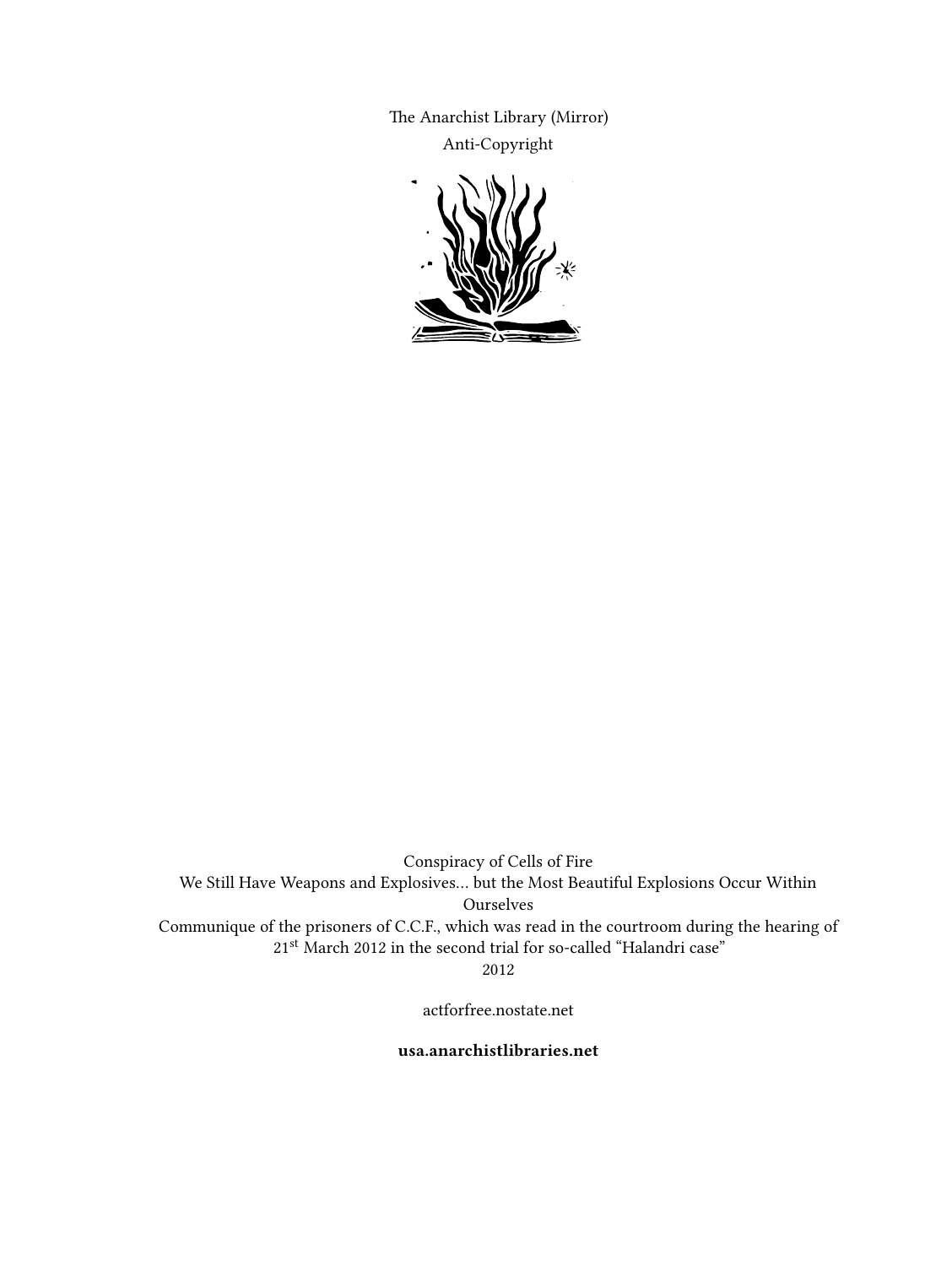The Anarchist Library (Mirror)
Anti-Copyright

Conspiracy of Cells of Fire
We Still Have Weapons and Explosives… but the Most Beautiful Explosions Occur Within Ourselves
Communique of the prisoners of C.C.F., which was read in the courtroom during the hearing of 21st March 2012 in the second trial for so-called "Halandri case"
2012

actforfree.nostate.net

**usa.anarchistlibraries.net**